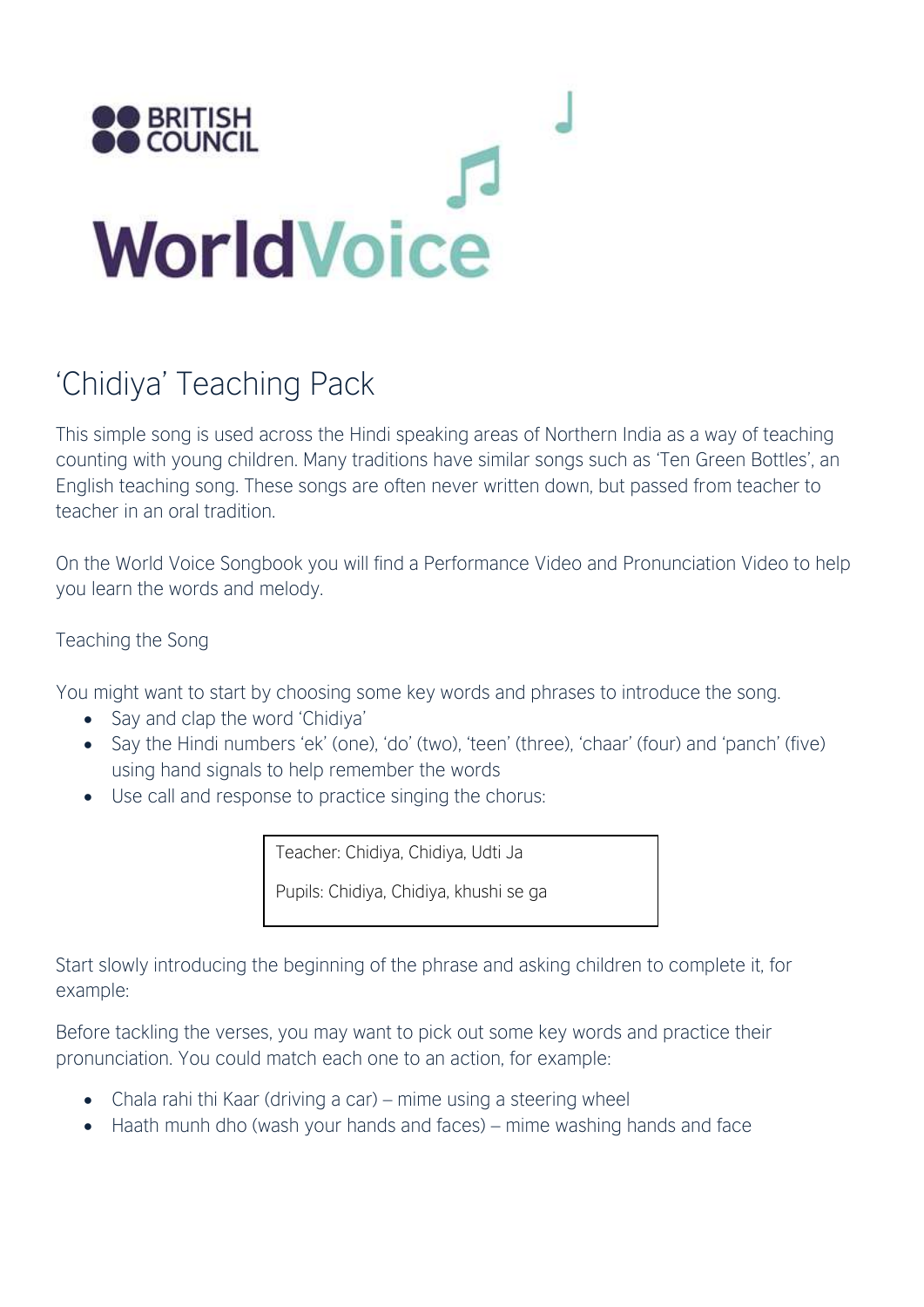BRITISH COUNCIL

WorldVoice

# 'Chidiya' Teaching Pack

This simple song is used across the Hindi speaking areas of Northern India as a way of teaching counting with young children. Many traditions have similar songs such as 'Ten Green Bottles', an English teaching song. These songs are often never written down, but passed from teacher to teacher in an oral tradition.

On the World Voice Songbook you will find a Performance Video and Pronunciation Video to help you learn the words and melody.

Teaching the Song

You might want to start by choosing some key words and phrases to introduce the song.

- Say and clap the word 'Chidiya'
- Say the Hindi numbers 'ek' (one), 'do' (two), 'teen' (three), 'chaar' (four) and 'panch' (five) using hand signals to help remember the words
- Use call and response to practice singing the chorus:

> Teacher: Chidiya, Chidiya, Udti Ja
>
> Pupils: Chidiya, Chidiya, khushi se ga

Start slowly introducing the beginning of the phrase and asking children to complete it, for example:

Before tackling the verses, you may want to pick out some key words and practice their pronunciation. You could match each one to an action, for example:

- Chala rahi thi Kaar (driving a car) – mime using a steering wheel
- Haath munh dho (wash your hands and faces) – mime washing hands and face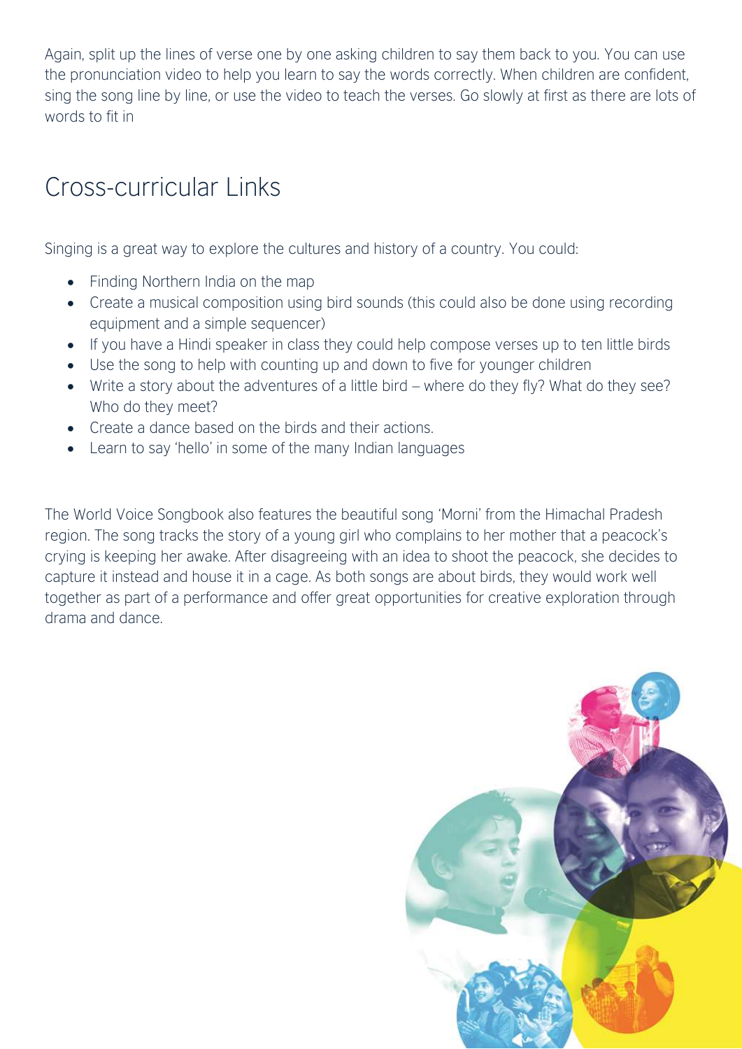Again, split up the lines of verse one by one asking children to say them back to you. You can use the pronunciation video to help you learn to say the words correctly. When children are confident, sing the song line by line, or use the video to teach the verses. Go slowly at first as there are lots of words to fit in

## Cross-curricular Links

Singing is a great way to explore the cultures and history of a country. You could:

- Finding Northern India on the map
- Create a musical composition using bird sounds (this could also be done using recording equipment and a simple sequencer)
- If you have a Hindi speaker in class they could help compose verses up to ten little birds
- Use the song to help with counting up and down to five for younger children
- Write a story about the adventures of a little bird – where do they fly? What do they see? Who do they meet?
- Create a dance based on the birds and their actions.
- Learn to say 'hello' in some of the many Indian languages

The World Voice Songbook also features the beautiful song 'Morni' from the Himachal Pradesh region. The song tracks the story of a young girl who complains to her mother that a peacock's crying is keeping her awake. After disagreeing with an idea to shoot the peacock, she decides to capture it instead and house it in a cage. As both songs are about birds, they would work well together as part of a performance and offer great opportunities for creative exploration through drama and dance.